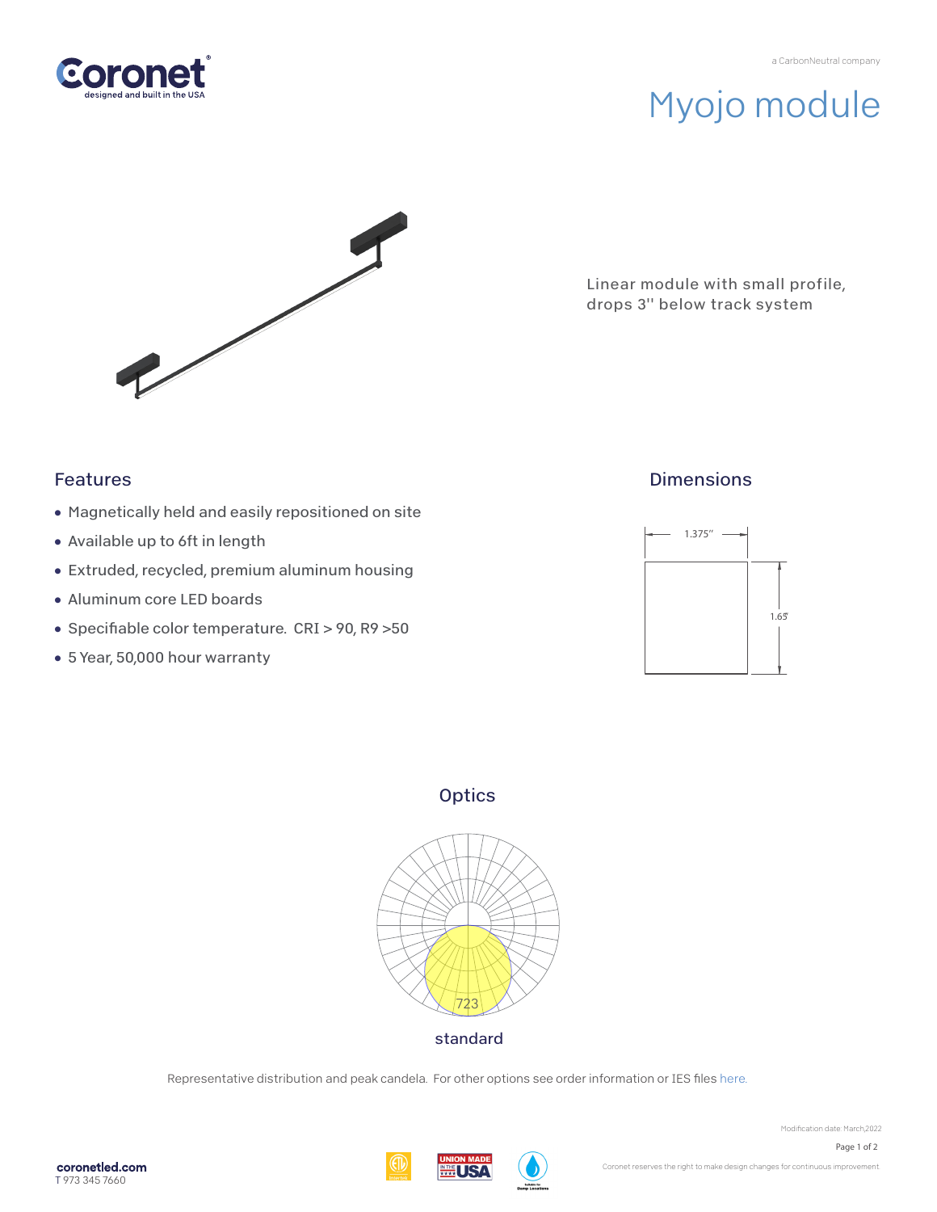a CarbonNeutral company

# Myojo module

Linear module with small profile, drops 3'' below track system

## Features

- Magnetically held and easily repositioned on site
- Available up to 6ft in length
- Extruded, recycled, premium aluminum housing
- Aluminum core LED boards
- Specifiable color temperature. CRI > 90, R9 >50
- 5 Year, 50,000 hour warranty

## Dimensions

1.375"

1.65"

## Optics

723

standard

Representative distribution and peak candela. For other options see order information or IES files here.

Modification date: March,2022

coronetled.com
T 973 345 7660

Coronet reserves the right to make design changes for continuous improvement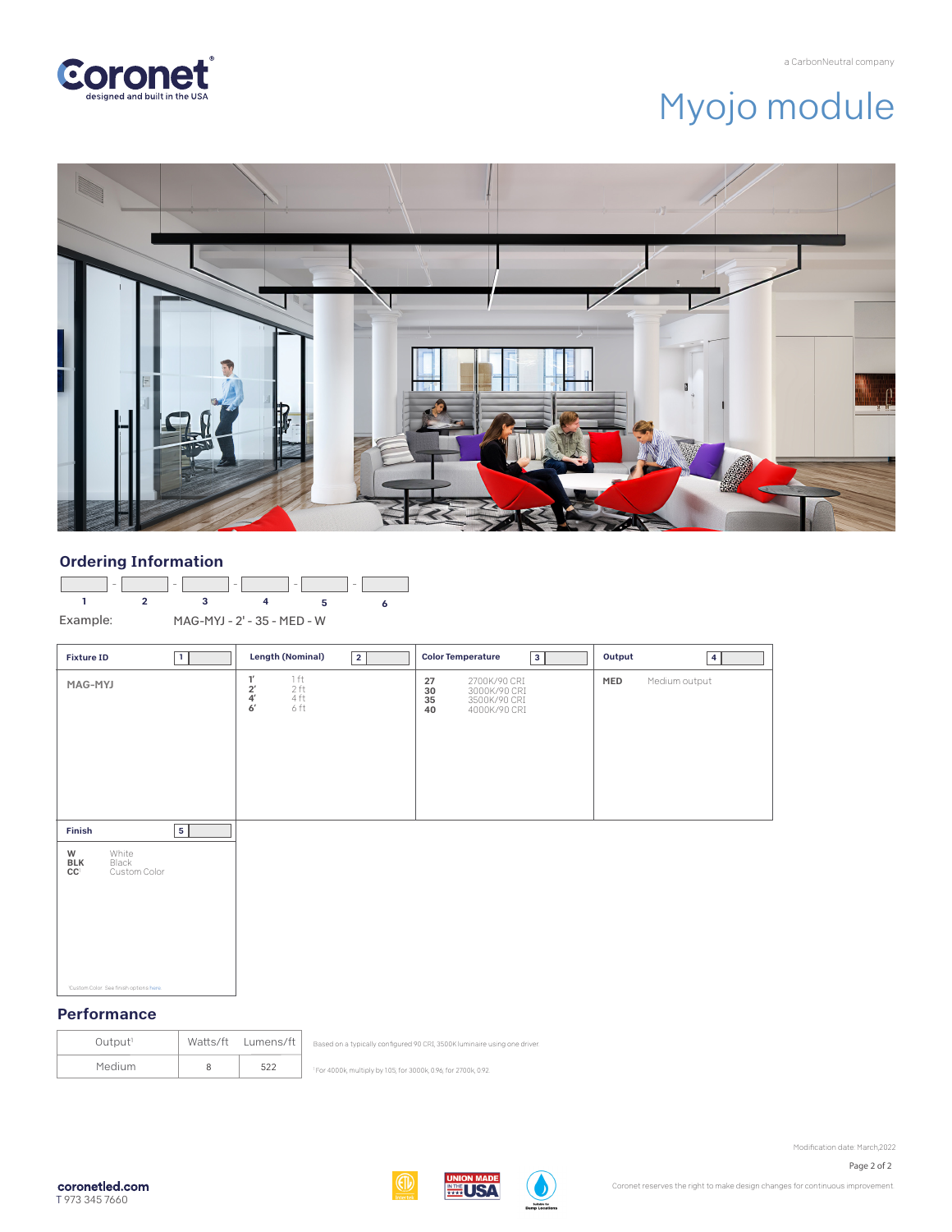a CarbonNeutral company

# Myojo module

## Ordering Information

| 1 | 2 | 3 | 4 | 5 | 6 |
|---|---|---|---|---|---|
| | | | | | |

Example: MAG-MYJ - 2' - 35 - MED - W

| Fixture ID [1] | Length (Nominal) [2] | Color Temperature [3] | Output [4] |
|---|---|---|---|
| MAG-MYJ | 1' 1 ft<br>2' 2 ft<br>4' 4 ft<br>6' 6 ft | 27 2700K/90 CRI<br>30 3000K/90 CRI<br>35 3500K/90 CRI<br>40 4000K/90 CRI | MED Medium output |

| Finish [5] |
|---|
| W White<br>BLK Black<br>CC[1] Custom Color |

[1]Custom Color: See finish options here

## Performance

| Output[1] | Watts/ft | Lumens/ft |
|---|---|---|
| Medium | 8 | 522 |

Based on a typically configured 90 CRI, 3500K luminaire using one driver.

[1] For 4000k, multiply by 1.05; for 3000k, 0.96; for 2700k, 0.92

Modification date: March,2022

coronetled.com
T 973 345 7660

Coronet reserves the right to make design changes for continuous improvement